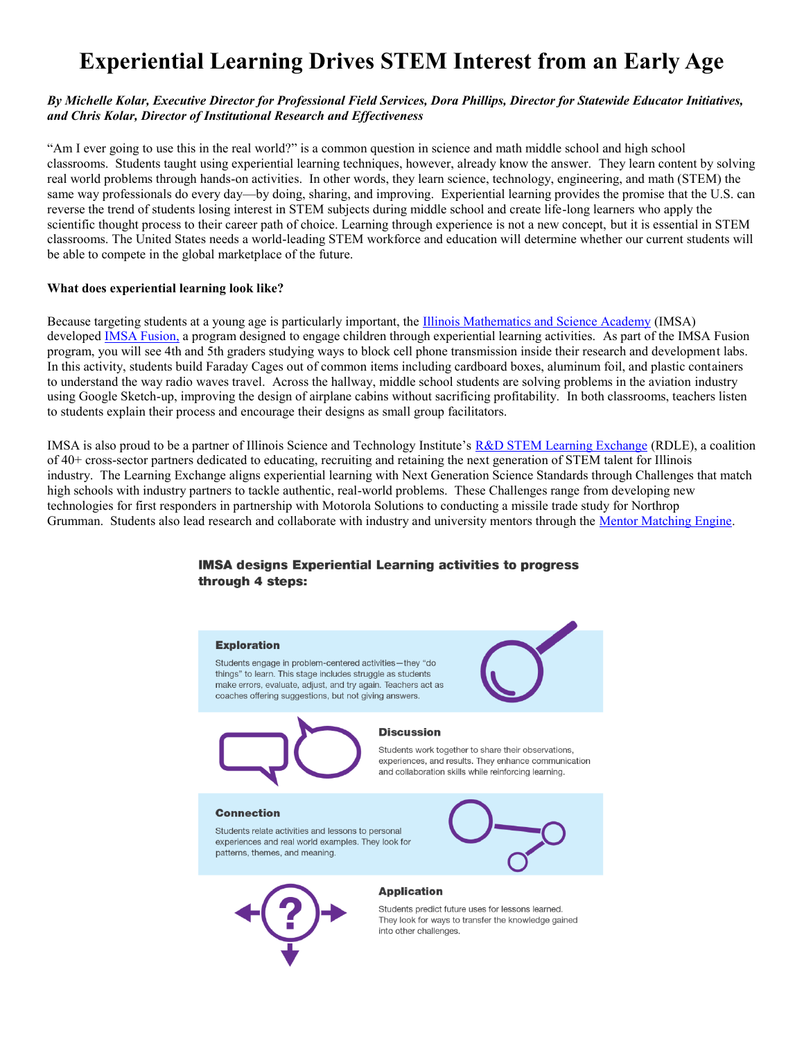# Experiential Learning Drives STEM Interest from an Early Age

***By Michelle Kolar, Executive Director for Professional Field Services, Dora Phillips, Director for Statewide Educator Initiatives, and Chris Kolar, Director of Institutional Research and Effectiveness***

"Am I ever going to use this in the real world?" is a common question in science and math middle school and high school classrooms. Students taught using experiential learning techniques, however, already know the answer. They learn content by solving real world problems through hands-on activities. In other words, they learn science, technology, engineering, and math (STEM) the same way professionals do every day—by doing, sharing, and improving. Experiential learning provides the promise that the U.S. can reverse the trend of students losing interest in STEM subjects during middle school and create life-long learners who apply the scientific thought process to their career path of choice. Learning through experience is not a new concept, but it is essential in STEM classrooms. The United States needs a world-leading STEM workforce and education will determine whether our current students will be able to compete in the global marketplace of the future.

**What does experiential learning look like?**

Because targeting students at a young age is particularly important, the Illinois Mathematics and Science Academy (IMSA) developed IMSA Fusion, a program designed to engage children through experiential learning activities. As part of the IMSA Fusion program, you will see 4th and 5th graders studying ways to block cell phone transmission inside their research and development labs. In this activity, students build Faraday Cages out of common items including cardboard boxes, aluminum foil, and plastic containers to understand the way radio waves travel. Across the hallway, middle school students are solving problems in the aviation industry using Google Sketch-up, improving the design of airplane cabins without sacrificing profitability. In both classrooms, teachers listen to students explain their process and encourage their designs as small group facilitators.

IMSA is also proud to be a partner of Illinois Science and Technology Institute's R&D STEM Learning Exchange (RDLE), a coalition of 40+ cross-sector partners dedicated to educating, recruiting and retaining the next generation of STEM talent for Illinois industry. The Learning Exchange aligns experiential learning with Next Generation Science Standards through Challenges that match high schools with industry partners to tackle authentic, real-world problems. These Challenges range from developing new technologies for first responders in partnership with Motorola Solutions to conducting a missile trade study for Northrop Grumman. Students also lead research and collaborate with industry and university mentors through the Mentor Matching Engine.

**IMSA designs Experiential Learning activities to progress through 4 steps:**

**Exploration**

Students engage in problem-centered activities—they "do things" to learn. This stage includes struggle as students make errors, evaluate, adjust, and try again. Teachers act as coaches offering suggestions, but not giving answers.

**Discussion**

Students work together to share their observations, experiences, and results. They enhance communication and collaboration skills while reinforcing learning.

**Connection**

Students relate activities and lessons to personal experiences and real world examples. They look for patterns, themes, and meaning.

**Application**

Students predict future uses for lessons learned. They look for ways to transfer the knowledge gained into other challenges.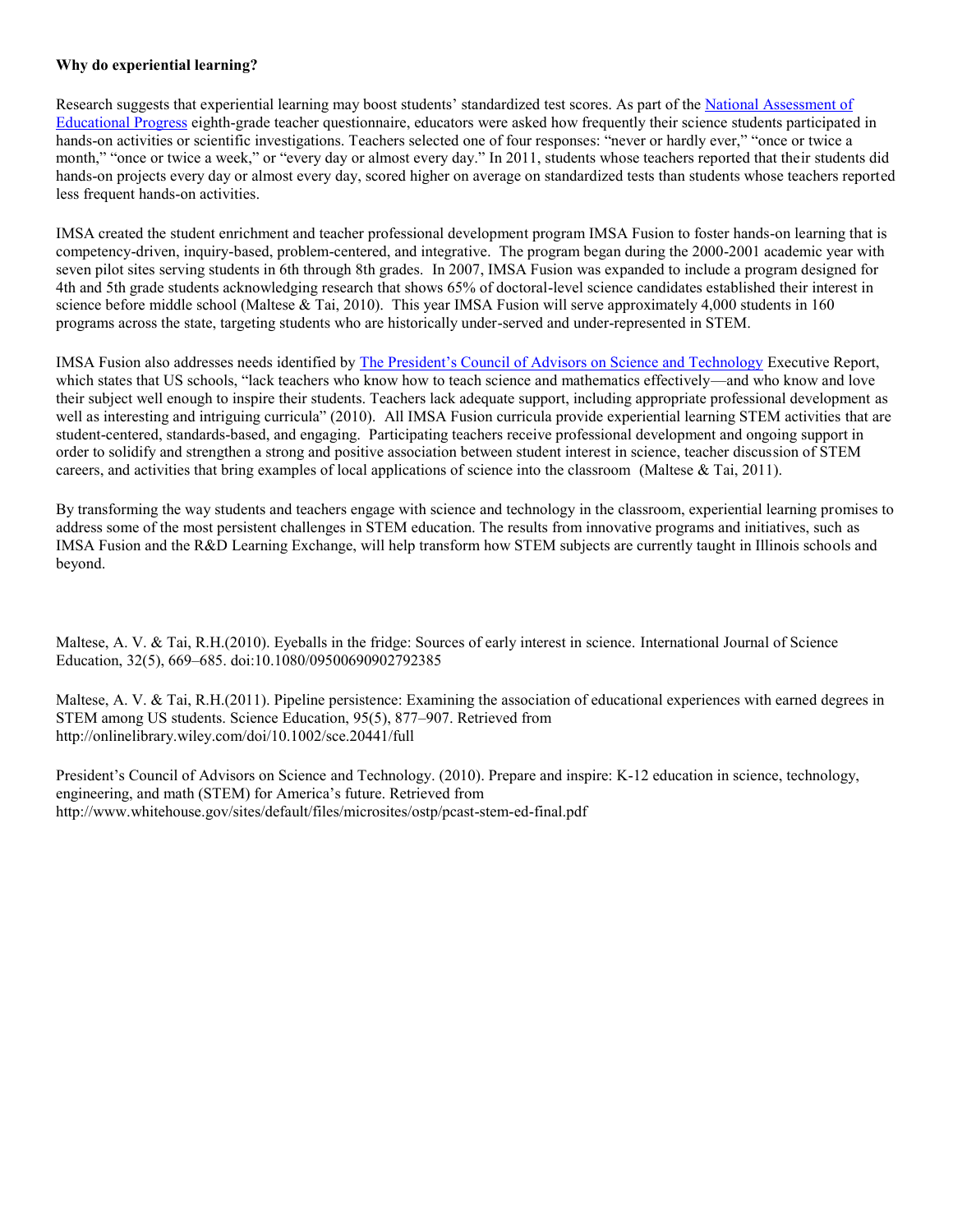**Why do experiential learning?**

Research suggests that experiential learning may boost students' standardized test scores. As part of the [National Assessment of Educational Progress](#) eighth-grade teacher questionnaire, educators were asked how frequently their science students participated in hands-on activities or scientific investigations. Teachers selected one of four responses: "never or hardly ever," "once or twice a month," "once or twice a week," or "every day or almost every day." In 2011, students whose teachers reported that their students did hands-on projects every day or almost every day, scored higher on average on standardized tests than students whose teachers reported less frequent hands-on activities.

IMSA created the student enrichment and teacher professional development program IMSA Fusion to foster hands-on learning that is competency-driven, inquiry-based, problem-centered, and integrative. The program began during the 2000-2001 academic year with seven pilot sites serving students in 6th through 8th grades. In 2007, IMSA Fusion was expanded to include a program designed for 4th and 5th grade students acknowledging research that shows 65% of doctoral-level science candidates established their interest in science before middle school (Maltese & Tai, 2010). This year IMSA Fusion will serve approximately 4,000 students in 160 programs across the state, targeting students who are historically under-served and under-represented in STEM.

IMSA Fusion also addresses needs identified by [The President's Council of Advisors on Science and Technology](#) Executive Report, which states that US schools, "lack teachers who know how to teach science and mathematics effectively—and who know and love their subject well enough to inspire their students. Teachers lack adequate support, including appropriate professional development as well as interesting and intriguing curricula" (2010). All IMSA Fusion curricula provide experiential learning STEM activities that are student-centered, standards-based, and engaging. Participating teachers receive professional development and ongoing support in order to solidify and strengthen a strong and positive association between student interest in science, teacher discussion of STEM careers, and activities that bring examples of local applications of science into the classroom (Maltese & Tai, 2011).

By transforming the way students and teachers engage with science and technology in the classroom, experiential learning promises to address some of the most persistent challenges in STEM education. The results from innovative programs and initiatives, such as IMSA Fusion and the R&D Learning Exchange, will help transform how STEM subjects are currently taught in Illinois schools and beyond.

Maltese, A. V. & Tai, R.H.(2010). Eyeballs in the fridge: Sources of early interest in science. International Journal of Science Education, 32(5), 669–685. doi:10.1080/09500690902792385

Maltese, A. V. & Tai, R.H.(2011). Pipeline persistence: Examining the association of educational experiences with earned degrees in STEM among US students. Science Education, 95(5), 877–907. Retrieved from http://onlinelibrary.wiley.com/doi/10.1002/sce.20441/full

President's Council of Advisors on Science and Technology. (2010). Prepare and inspire: K-12 education in science, technology, engineering, and math (STEM) for America's future. Retrieved from http://www.whitehouse.gov/sites/default/files/microsites/ostp/pcast-stem-ed-final.pdf